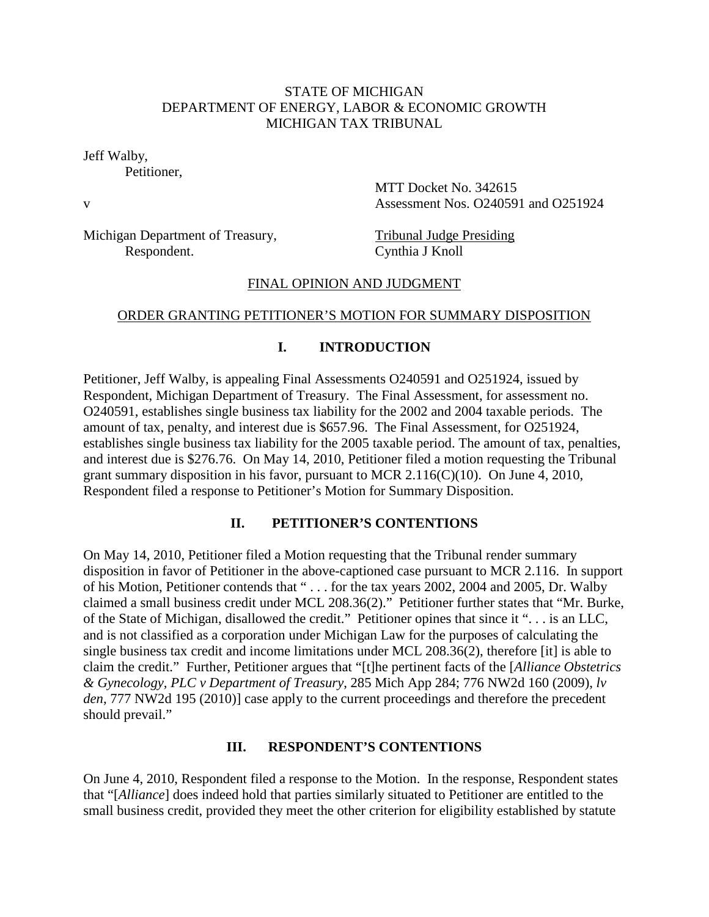STATE OF MICHIGAN
DEPARTMENT OF ENERGY, LABOR & ECONOMIC GROWTH
MICHIGAN TAX TRIBUNAL

Jeff Walby,
Petitioner,

v

Michigan Department of Treasury,
Respondent.

MTT Docket No. 342615
Assessment Nos. O240591 and O251924

Tribunal Judge Presiding
Cynthia J Knoll

FINAL OPINION AND JUDGMENT

ORDER GRANTING PETITIONER'S MOTION FOR SUMMARY DISPOSITION

## I. INTRODUCTION

Petitioner, Jeff Walby, is appealing Final Assessments O240591 and O251924, issued by Respondent, Michigan Department of Treasury. The Final Assessment, for assessment no. O240591, establishes single business tax liability for the 2002 and 2004 taxable periods. The amount of tax, penalty, and interest due is $657.96. The Final Assessment, for O251924, establishes single business tax liability for the 2005 taxable period. The amount of tax, penalties, and interest due is $276.76. On May 14, 2010, Petitioner filed a motion requesting the Tribunal grant summary disposition in his favor, pursuant to MCR 2.116(C)(10). On June 4, 2010, Respondent filed a response to Petitioner's Motion for Summary Disposition.

## II. PETITIONER'S CONTENTIONS

On May 14, 2010, Petitioner filed a Motion requesting that the Tribunal render summary disposition in favor of Petitioner in the above-captioned case pursuant to MCR 2.116. In support of his Motion, Petitioner contends that " . . . for the tax years 2002, 2004 and 2005, Dr. Walby claimed a small business credit under MCL 208.36(2)." Petitioner further states that "Mr. Burke, of the State of Michigan, disallowed the credit." Petitioner opines that since it ". . . is an LLC, and is not classified as a corporation under Michigan Law for the purposes of calculating the single business tax credit and income limitations under MCL 208.36(2), therefore [it] is able to claim the credit." Further, Petitioner argues that "[t]he pertinent facts of the [*Alliance Obstetrics & Gynecology, PLC v Department of Treasury*, 285 Mich App 284; 776 NW2d 160 (2009), *lv den*, 777 NW2d 195 (2010)] case apply to the current proceedings and therefore the precedent should prevail."

## III. RESPONDENT'S CONTENTIONS

On June 4, 2010, Respondent filed a response to the Motion. In the response, Respondent states that "[*Alliance*] does indeed hold that parties similarly situated to Petitioner are entitled to the small business credit, provided they meet the other criterion for eligibility established by statute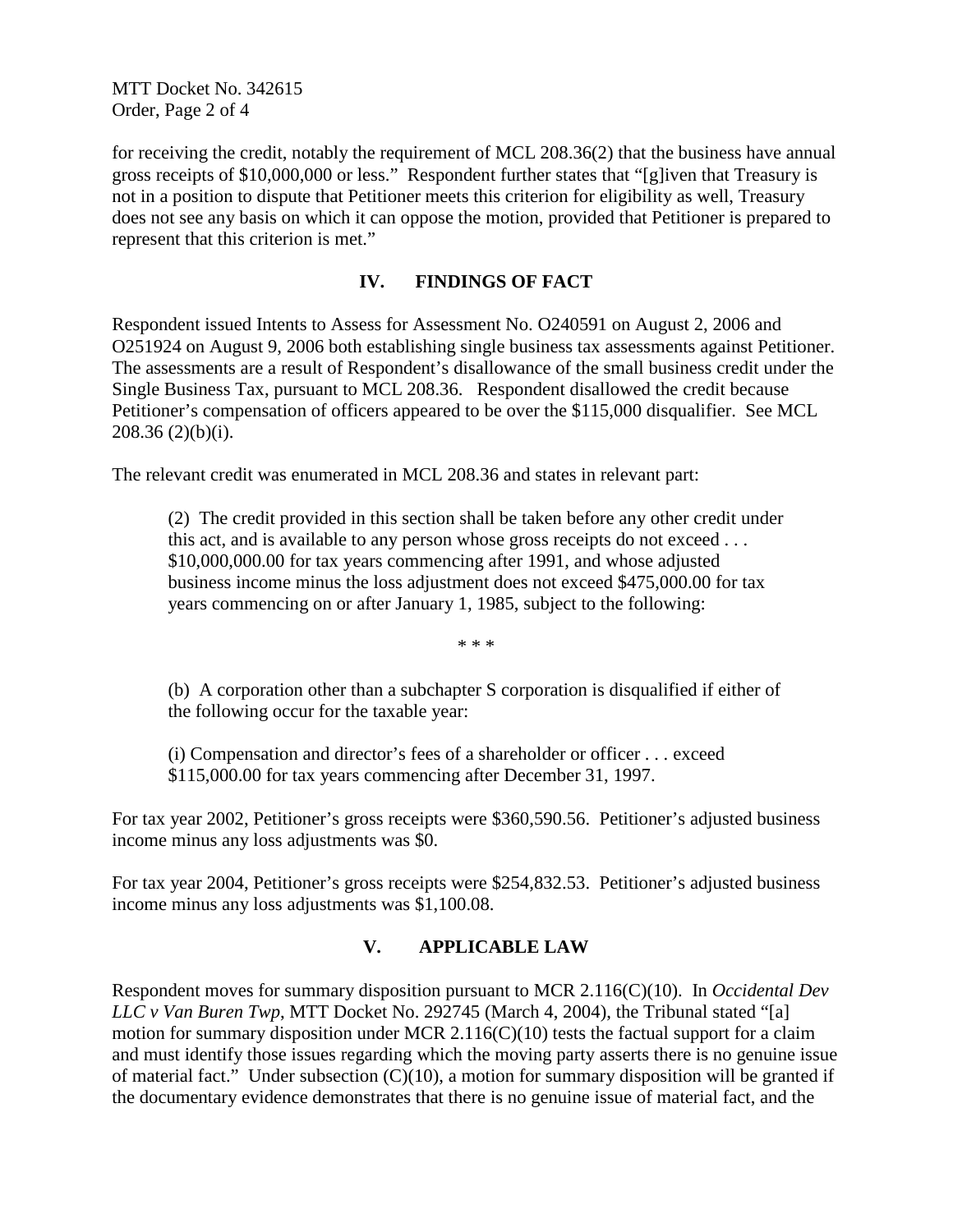for receiving the credit, notably the requirement of MCL 208.36(2) that the business have annual gross receipts of $10,000,000 or less." Respondent further states that "[g]iven that Treasury is not in a position to dispute that Petitioner meets this criterion for eligibility as well, Treasury does not see any basis on which it can oppose the motion, provided that Petitioner is prepared to represent that this criterion is met."

## IV. FINDINGS OF FACT

Respondent issued Intents to Assess for Assessment No. O240591 on August 2, 2006 and O251924 on August 9, 2006 both establishing single business tax assessments against Petitioner. The assessments are a result of Respondent's disallowance of the small business credit under the Single Business Tax, pursuant to MCL 208.36. Respondent disallowed the credit because Petitioner's compensation of officers appeared to be over the $115,000 disqualifier. See MCL 208.36 (2)(b)(i).

The relevant credit was enumerated in MCL 208.36 and states in relevant part:

> (2) The credit provided in this section shall be taken before any other credit under this act, and is available to any person whose gross receipts do not exceed . . . $10,000,000.00 for tax years commencing after 1991, and whose adjusted business income minus the loss adjustment does not exceed $475,000.00 for tax years commencing on or after January 1, 1985, subject to the following:
>
> \* \* \*
>
> (b) A corporation other than a subchapter S corporation is disqualified if either of the following occur for the taxable year:
>
> (i) Compensation and director's fees of a shareholder or officer . . . exceed $115,000.00 for tax years commencing after December 31, 1997.

For tax year 2002, Petitioner's gross receipts were $360,590.56. Petitioner's adjusted business income minus any loss adjustments was $0.

For tax year 2004, Petitioner's gross receipts were $254,832.53. Petitioner's adjusted business income minus any loss adjustments was $1,100.08.

## V. APPLICABLE LAW

Respondent moves for summary disposition pursuant to MCR 2.116(C)(10). In *Occidental Dev LLC v Van Buren Twp*, MTT Docket No. 292745 (March 4, 2004), the Tribunal stated "[a] motion for summary disposition under MCR 2.116(C)(10) tests the factual support for a claim and must identify those issues regarding which the moving party asserts there is no genuine issue of material fact." Under subsection (C)(10), a motion for summary disposition will be granted if the documentary evidence demonstrates that there is no genuine issue of material fact, and the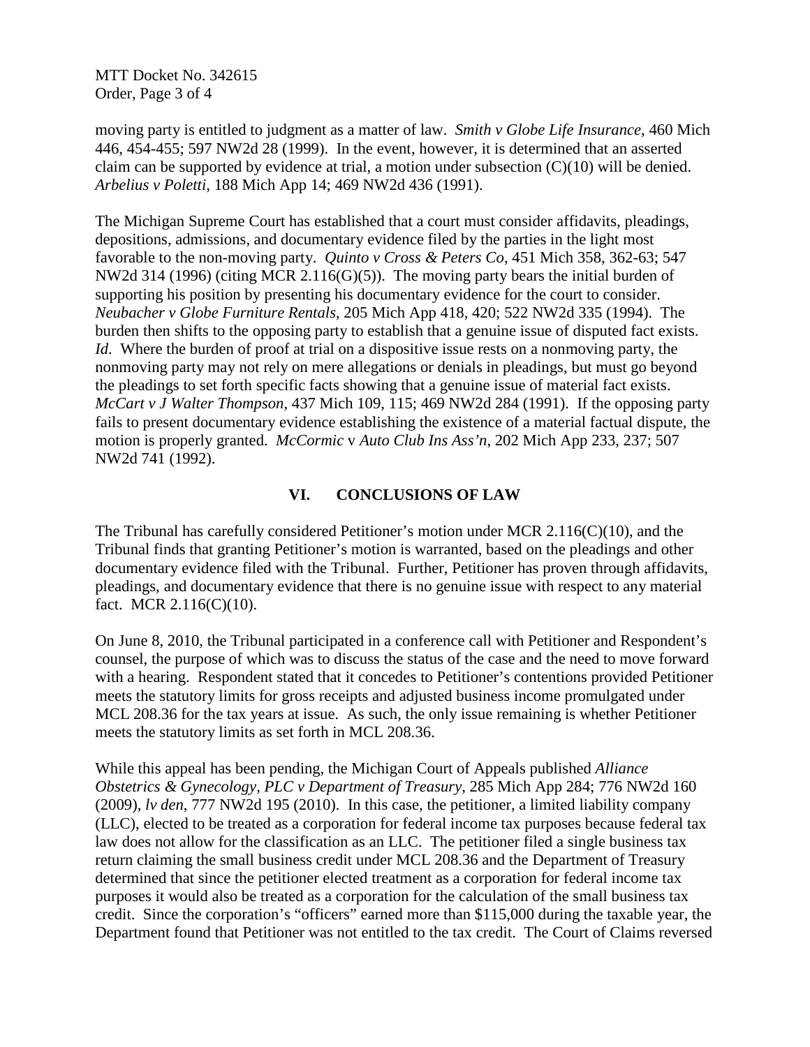moving party is entitled to judgment as a matter of law. *Smith v Globe Life Insurance*, 460 Mich 446, 454-455; 597 NW2d 28 (1999). In the event, however, it is determined that an asserted claim can be supported by evidence at trial, a motion under subsection (C)(10) will be denied. *Arbelius v Poletti*, 188 Mich App 14; 469 NW2d 436 (1991).

The Michigan Supreme Court has established that a court must consider affidavits, pleadings, depositions, admissions, and documentary evidence filed by the parties in the light most favorable to the non-moving party. *Quinto v Cross & Peters Co*, 451 Mich 358, 362-63; 547 NW2d 314 (1996) (citing MCR 2.116(G)(5)). The moving party bears the initial burden of supporting his position by presenting his documentary evidence for the court to consider. *Neubacher v Globe Furniture Rentals*, 205 Mich App 418, 420; 522 NW2d 335 (1994). The burden then shifts to the opposing party to establish that a genuine issue of disputed fact exists. *Id*. Where the burden of proof at trial on a dispositive issue rests on a nonmoving party, the nonmoving party may not rely on mere allegations or denials in pleadings, but must go beyond the pleadings to set forth specific facts showing that a genuine issue of material fact exists. *McCart v J Walter Thompson*, 437 Mich 109, 115; 469 NW2d 284 (1991). If the opposing party fails to present documentary evidence establishing the existence of a material factual dispute, the motion is properly granted. *McCormic* v *Auto Club Ins Ass'n*, 202 Mich App 233, 237; 507 NW2d 741 (1992).

## VI. CONCLUSIONS OF LAW

The Tribunal has carefully considered Petitioner's motion under MCR 2.116(C)(10), and the Tribunal finds that granting Petitioner's motion is warranted, based on the pleadings and other documentary evidence filed with the Tribunal. Further, Petitioner has proven through affidavits, pleadings, and documentary evidence that there is no genuine issue with respect to any material fact. MCR 2.116(C)(10).

On June 8, 2010, the Tribunal participated in a conference call with Petitioner and Respondent's counsel, the purpose of which was to discuss the status of the case and the need to move forward with a hearing. Respondent stated that it concedes to Petitioner's contentions provided Petitioner meets the statutory limits for gross receipts and adjusted business income promulgated under MCL 208.36 for the tax years at issue. As such, the only issue remaining is whether Petitioner meets the statutory limits as set forth in MCL 208.36.

While this appeal has been pending, the Michigan Court of Appeals published *Alliance Obstetrics & Gynecology, PLC v Department of Treasury*, 285 Mich App 284; 776 NW2d 160 (2009), *lv den*, 777 NW2d 195 (2010). In this case, the petitioner, a limited liability company (LLC), elected to be treated as a corporation for federal income tax purposes because federal tax law does not allow for the classification as an LLC. The petitioner filed a single business tax return claiming the small business credit under MCL 208.36 and the Department of Treasury determined that since the petitioner elected treatment as a corporation for federal income tax purposes it would also be treated as a corporation for the calculation of the small business tax credit. Since the corporation's "officers" earned more than $115,000 during the taxable year, the Department found that Petitioner was not entitled to the tax credit. The Court of Claims reversed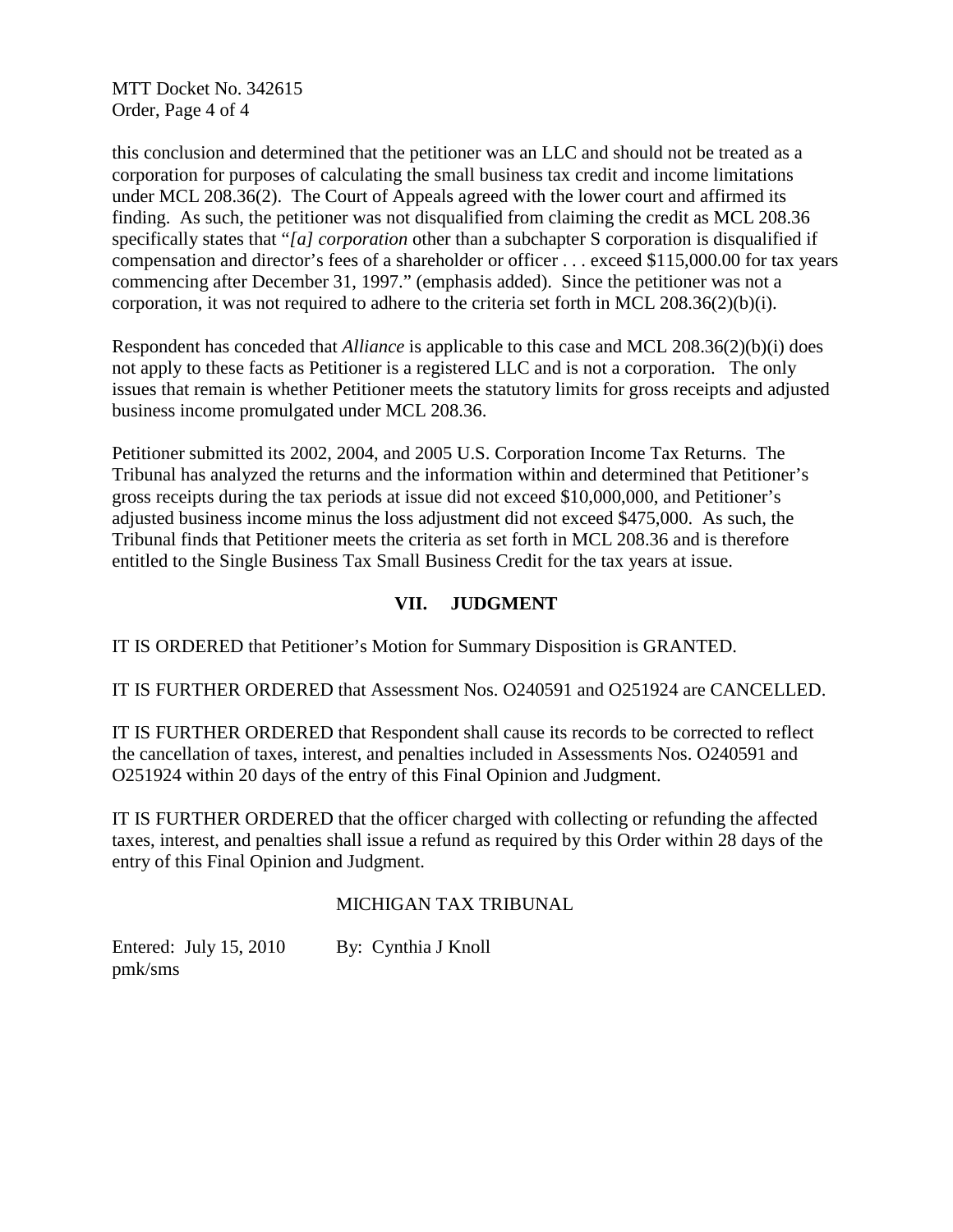this conclusion and determined that the petitioner was an LLC and should not be treated as a corporation for purposes of calculating the small business tax credit and income limitations under MCL 208.36(2). The Court of Appeals agreed with the lower court and affirmed its finding. As such, the petitioner was not disqualified from claiming the credit as MCL 208.36 specifically states that "*[a] corporation* other than a subchapter S corporation is disqualified if compensation and director's fees of a shareholder or officer . . . exceed $115,000.00 for tax years commencing after December 31, 1997." (emphasis added). Since the petitioner was not a corporation, it was not required to adhere to the criteria set forth in MCL 208.36(2)(b)(i).

Respondent has conceded that *Alliance* is applicable to this case and MCL 208.36(2)(b)(i) does not apply to these facts as Petitioner is a registered LLC and is not a corporation. The only issues that remain is whether Petitioner meets the statutory limits for gross receipts and adjusted business income promulgated under MCL 208.36.

Petitioner submitted its 2002, 2004, and 2005 U.S. Corporation Income Tax Returns. The Tribunal has analyzed the returns and the information within and determined that Petitioner's gross receipts during the tax periods at issue did not exceed $10,000,000, and Petitioner's adjusted business income minus the loss adjustment did not exceed $475,000. As such, the Tribunal finds that Petitioner meets the criteria as set forth in MCL 208.36 and is therefore entitled to the Single Business Tax Small Business Credit for the tax years at issue.

## VII. JUDGMENT

IT IS ORDERED that Petitioner's Motion for Summary Disposition is GRANTED.

IT IS FURTHER ORDERED that Assessment Nos. O240591 and O251924 are CANCELLED.

IT IS FURTHER ORDERED that Respondent shall cause its records to be corrected to reflect the cancellation of taxes, interest, and penalties included in Assessments Nos. O240591 and O251924 within 20 days of the entry of this Final Opinion and Judgment.

IT IS FURTHER ORDERED that the officer charged with collecting or refunding the affected taxes, interest, and penalties shall issue a refund as required by this Order within 28 days of the entry of this Final Opinion and Judgment.

MICHIGAN TAX TRIBUNAL

Entered: July 15, 2010 By: Cynthia J Knoll
pmk/sms